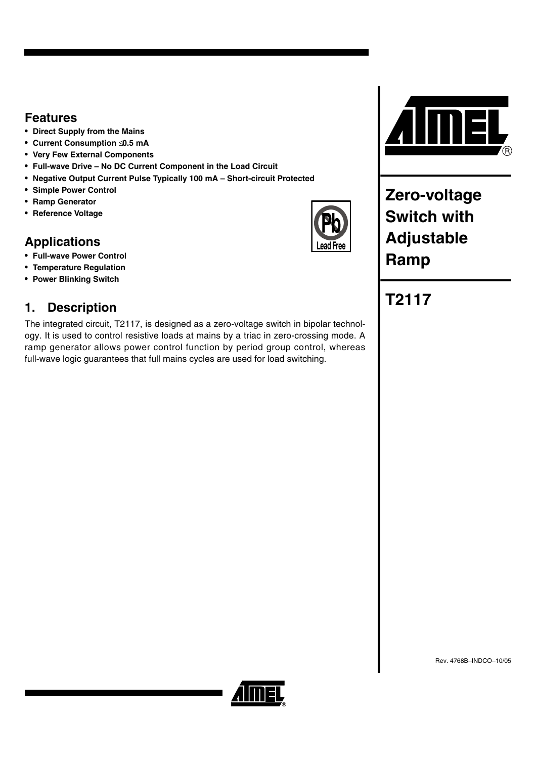# Zero-voltage Switch with Adjustable Ramp

# T2117

## Features

- **Direct Supply from the Mains**
- **Current Consumption ≤0.5 mA**
- **Very Few External Components**
- **Full-wave Drive – No DC Current Component in the Load Circuit**
- **Negative Output Current Pulse Typically 100 mA – Short-circuit Protected**
- **Simple Power Control**
- **Ramp Generator**
- **Reference Voltage**

## Applications

- **Full-wave Power Control**
- **Temperature Regulation**
- **Power Blinking Switch**

## 1. Description

The integrated circuit, T2117, is designed as a zero-voltage switch in bipolar technology. It is used to control resistive loads at mains by a triac in zero-crossing mode. A ramp generator allows power control function by period group control, whereas full-wave logic guarantees that full mains cycles are used for load switching.

Rev. 4768B–INDCO–10/05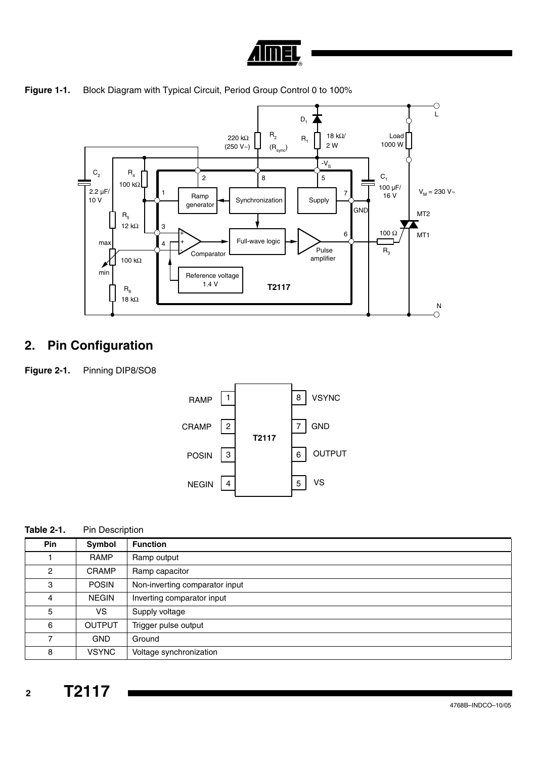**Figure 1-1.** Block Diagram with Typical Circuit, Period Group Control 0 to 100%

## 2. Pin Configuration

**Figure 2-1.** Pinning DIP8/SO8

**Table 2-1.** Pin Description

| Pin | Symbol | Function |
| --- | --- | --- |
| 1 | RAMP | Ramp output |
| 2 | CRAMP | Ramp capacitor |
| 3 | POSIN | Non-inverting comparator input |
| 4 | NEGIN | Inverting comparator input |
| 5 | VS | Supply voltage |
| 6 | OUTPUT | Trigger pulse output |
| 7 | GND | Ground |
| 8 | VSYNC | Voltage synchronization |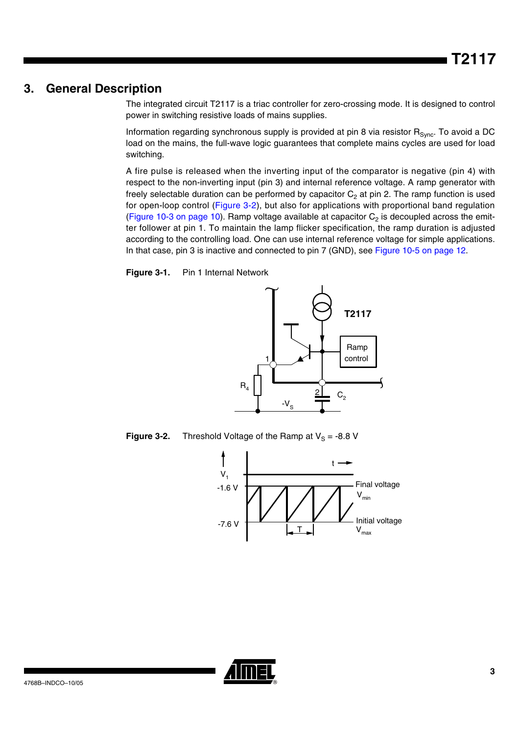## 3. General Description

The integrated circuit T2117 is a triac controller for zero-crossing mode. It is designed to control power in switching resistive loads of mains supplies.

Information regarding synchronous supply is provided at pin 8 via resistor $R_{Sync}$. To avoid a DC load on the mains, the full-wave logic guarantees that complete mains cycles are used for load switching.

A fire pulse is released when the inverting input of the comparator is negative (pin 4) with respect to the non-inverting input (pin 3) and internal reference voltage. A ramp generator with freely selectable duration can be performed by capacitor $C_2$ at pin 2. The ramp function is used for open-loop control (Figure 3-2), but also for applications with proportional band regulation (Figure 10-3 on page 10). Ramp voltage available at capacitor $C_2$ is decoupled across the emitter follower at pin 1. To maintain the lamp flicker specification, the ramp duration is adjusted according to the controlling load. One can use internal reference voltage for simple applications. In that case, pin 3 is inactive and connected to pin 7 (GND), see Figure 10-5 on page 12.

**Figure 3-1.** Pin 1 Internal Network

**Figure 3-2.** Threshold Voltage of the Ramp at $V_S$ = -8.8 V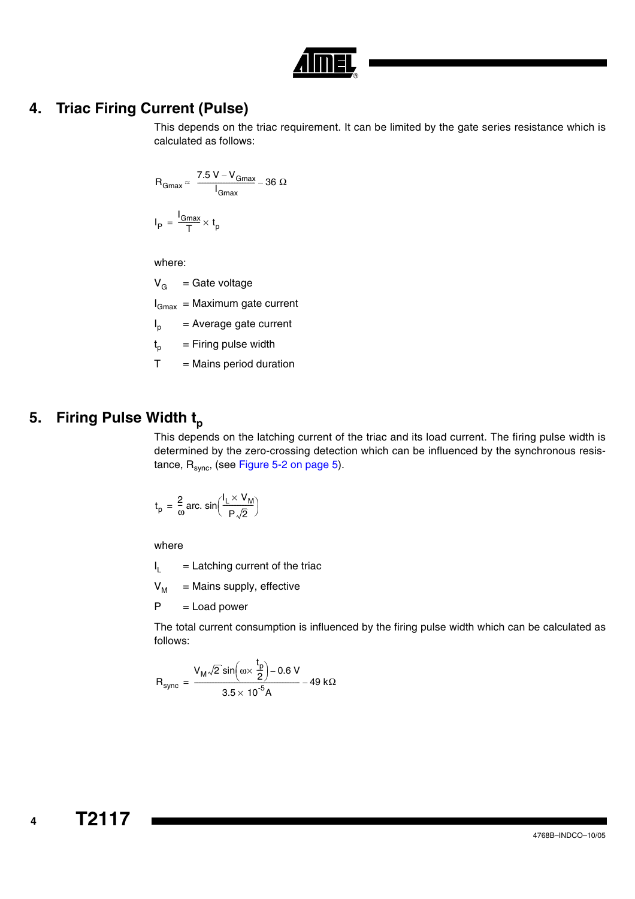## 4. Triac Firing Current (Pulse)

This depends on the triac requirement. It can be limited by the gate series resistance which is calculated as follows:

$$R_{Gmax} \approx \frac{7.5\text{ V} - V_{Gmax}}{I_{Gmax}} - 36\ \Omega$$

$$I_P = \frac{I_{Gmax}}{T} \times t_p$$

where:

$V_G$ = Gate voltage

$I_{Gmax}$ = Maximum gate current

$I_p$ = Average gate current

$t_p$ = Firing pulse width

T = Mains period duration

## 5. Firing Pulse Width $t_p$

This depends on the latching current of the triac and its load current. The firing pulse width is determined by the zero-crossing detection which can be influenced by the synchronous resistance, $R_{sync}$, (see Figure 5-2 on page 5).

$$t_p = \frac{2}{\omega}\text{arc. sin}\left(\frac{I_L \times V_M}{P\sqrt{2}}\right)$$

where

$I_L$ = Latching current of the triac

$V_M$ = Mains supply, effective

P = Load power

The total current consumption is influenced by the firing pulse width which can be calculated as follows:

$$R_{sync} = \frac{V_M\sqrt{2}\sin\left(\omega \times \frac{t_p}{2}\right) - 0.6\text{ V}}{3.5 \times 10^{-5}\text{A}} - 49\text{ k}\Omega$$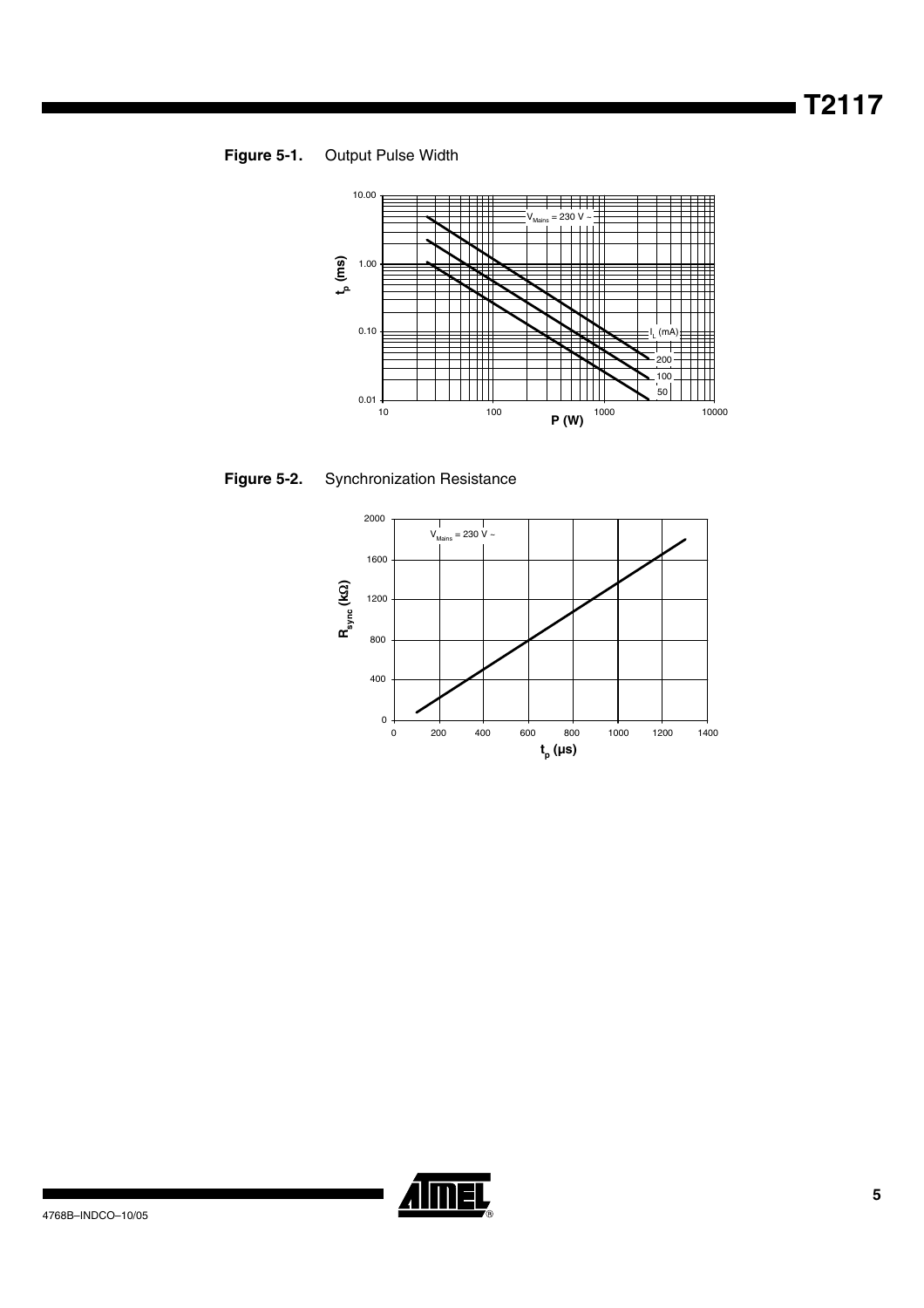**Figure 5-1.** Output Pulse Width

**Figure 5-2.** Synchronization Resistance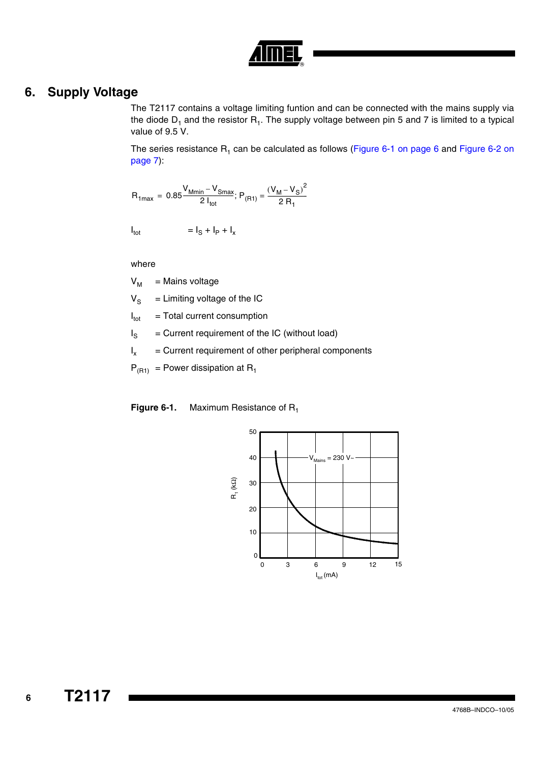## 6. Supply Voltage

The T2117 contains a voltage limiting funtion and can be connected with the mains supply via the diode $D_1$ and the resistor $R_1$. The supply voltage between pin 5 and 7 is limited to a typical value of 9.5 V.

The series resistance $R_1$ can be calculated as follows (Figure 6-1 on page 6 and Figure 6-2 on page 7):

$$R_{1max} = 0.85\frac{V_{Mmin} - V_{Smax}}{2\ I_{tot}};\ P_{(R1)} = \frac{(V_M - V_S)^2}{2\ R_1}$$

$$I_{tot} = I_S + I_P + I_x$$

where

$V_M$ = Mains voltage

$V_S$ = Limiting voltage of the IC

$I_{tot}$ = Total current consumption

$I_S$ = Current requirement of the IC (without load)

$I_x$ = Current requirement of other peripheral components

$P_{(R1)}$ = Power dissipation at $R_1$

**Figure 6-1.** Maximum Resistance of $R_1$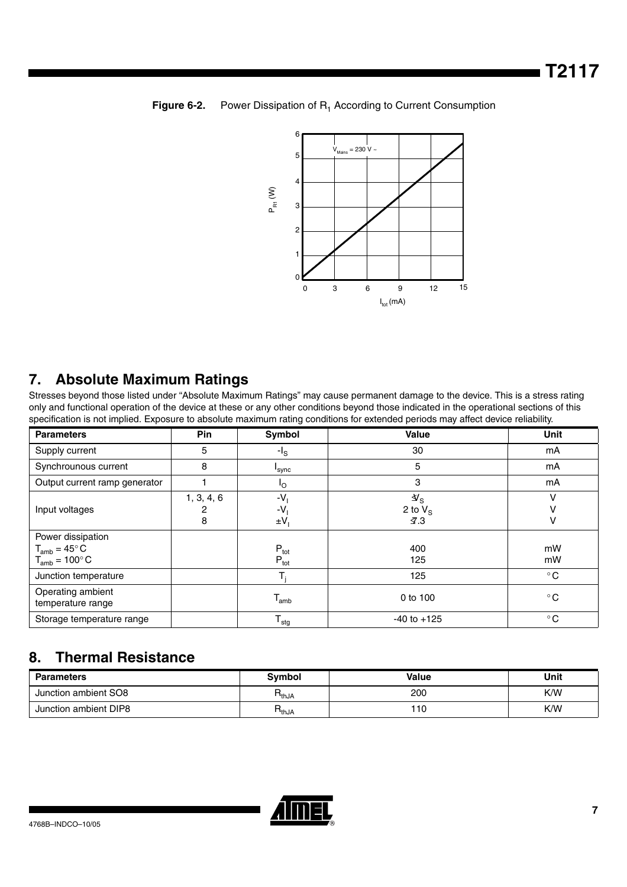**Figure 6-2.** Power Dissipation of $R_1$ According to Current Consumption

## 7. Absolute Maximum Ratings

Stresses beyond those listed under "Absolute Maximum Ratings" may cause permanent damage to the device. This is a stress rating only and functional operation of the device at these or any other conditions beyond those indicated in the operational sections of this specification is not implied. Exposure to absolute maximum rating conditions for extended periods may affect device reliability.

| Parameters | Pin | Symbol | Value | Unit |
|---|---|---|---|---|
| Supply current | 5 | $-I_S$ | 30 | mA |
| Synchrounous current | 8 | $I_{sync}$ | 5 | mA |
| Output current ramp generator | 1 | $I_O$ | 3 | mA |
| Input voltages | 1, 3, 4, 6<br>2<br>8 | $-V_I$<br>$-V_I$<br>$\pm V_I$ | $\leq V_S$<br>2 to $V_S$<br>$\leq 7.3$ | V<br>V<br>V |
| Power dissipation<br>$T_{amb} = 45°C$<br>$T_{amb} = 100°C$ | | $P_{tot}$<br>$P_{tot}$ | 400<br>125 | mW<br>mW |
| Junction temperature | | $T_j$ | 125 | °C |
| Operating ambient temperature range | | $T_{amb}$ | 0 to 100 | °C |
| Storage temperature range | | $T_{stg}$ | -40 to +125 | °C |

## 8. Thermal Resistance

| Parameters | Symbol | Value | Unit |
|---|---|---|---|
| Junction ambient SO8 | $R_{thJA}$ | 200 | K/W |
| Junction ambient DIP8 | $R_{thJA}$ | 110 | K/W |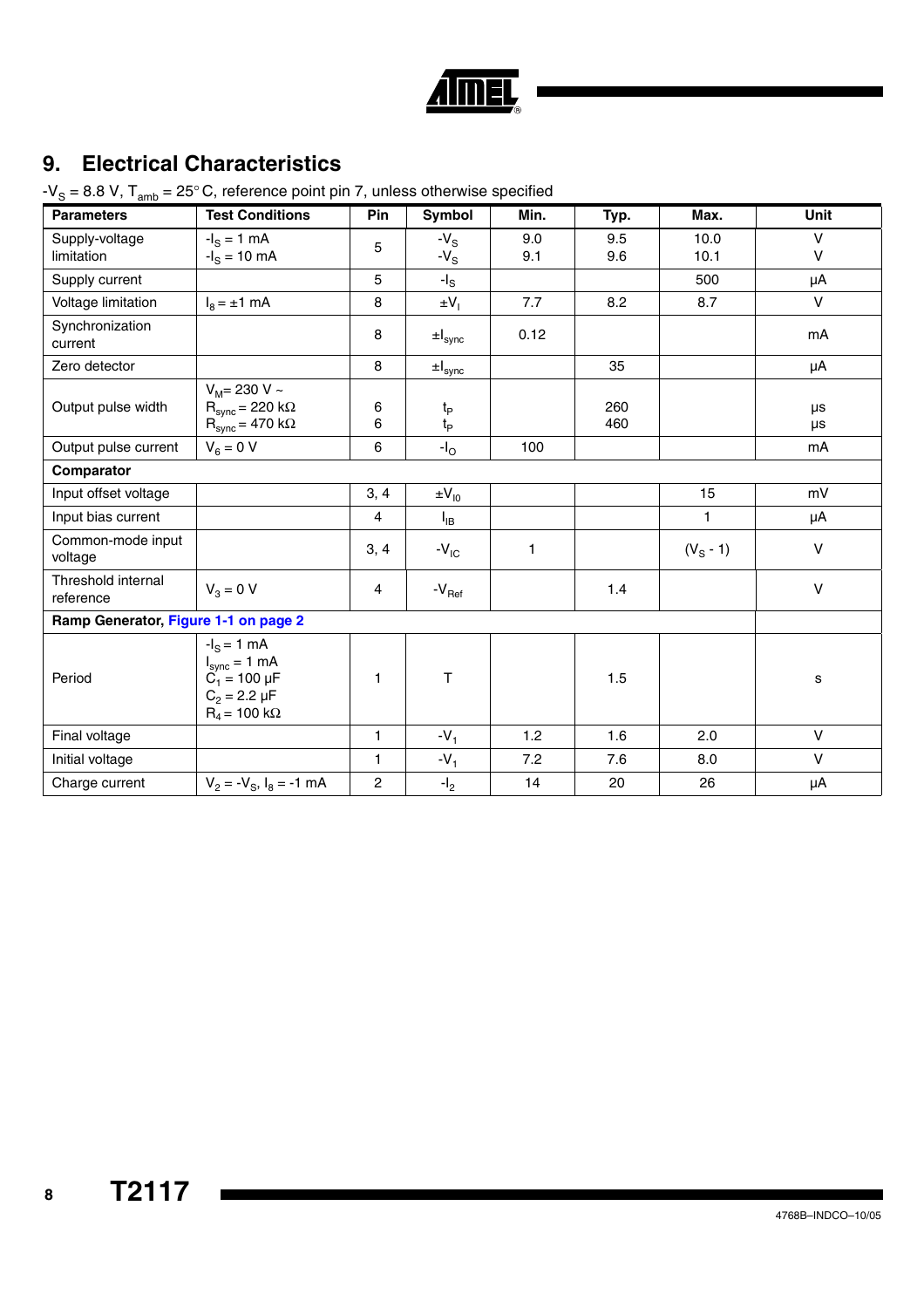## 9. Electrical Characteristics

$-V_S$ = 8.8 V, $T_{amb}$ = 25° C, reference point pin 7, unless otherwise specified

| Parameters | Test Conditions | Pin | Symbol | Min. | Typ. | Max. | Unit |
|---|---|---|---|---|---|---|---|
| Supply-voltage limitation | $-I_S$ = 1 mA<br>$-I_S$ = 10 mA | 5 | $-V_S$<br>$-V_S$ | 9.0<br>9.1 | 9.5<br>9.6 | 10.0<br>10.1 | V<br>V |
| Supply current | | 5 | $-I_S$ | | | 500 | µA |
| Voltage limitation | $I_8$ = ±1 mA | 8 | $\pm V_I$ | 7.7 | 8.2 | 8.7 | V |
| Synchronization current | | 8 | $\pm I_{sync}$ | 0.12 | | | mA |
| Zero detector | | 8 | $\pm I_{sync}$ | | 35 | | µA |
| Output pulse width | $V_M$= 230 V ~<br>$R_{sync}$ = 220 kΩ<br>$R_{sync}$ = 470 kΩ | 6<br>6 | $t_P$<br>$t_P$ | | 260<br>460 | | µs<br>µs |
| Output pulse current | $V_6$ = 0 V | 6 | $-I_O$ | 100 | | | mA |
| **Comparator** | | | | | | | |
| Input offset voltage | | 3, 4 | $\pm V_{I0}$ | | | 15 | mV |
| Input bias current | | 4 | $I_{IB}$ | | | 1 | µA |
| Common-mode input voltage | | 3, 4 | $-V_{IC}$ | 1 | | ($V_S$ - 1) | V |
| Threshold internal reference | $V_3$ = 0 V | 4 | $-V_{Ref}$ | | 1.4 | | V |
| **Ramp Generator, Figure 1-1 on page 2** | | | | | | | |
| Period | $-I_S$ = 1 mA<br>$I_{sync}$ = 1 mA<br>$C_1$ = 100 µF<br>$C_2$ = 2.2 µF<br>$R_4$ = 100 kΩ | 1 | T | | 1.5 | | s |
| Final voltage | | 1 | $-V_1$ | 1.2 | 1.6 | 2.0 | V |
| Initial voltage | | 1 | $-V_1$ | 7.2 | 7.6 | 8.0 | V |
| Charge current | $V_2 = -V_S$, $I_8$ = -1 mA | 2 | $-I_2$ | 14 | 20 | 26 | µA |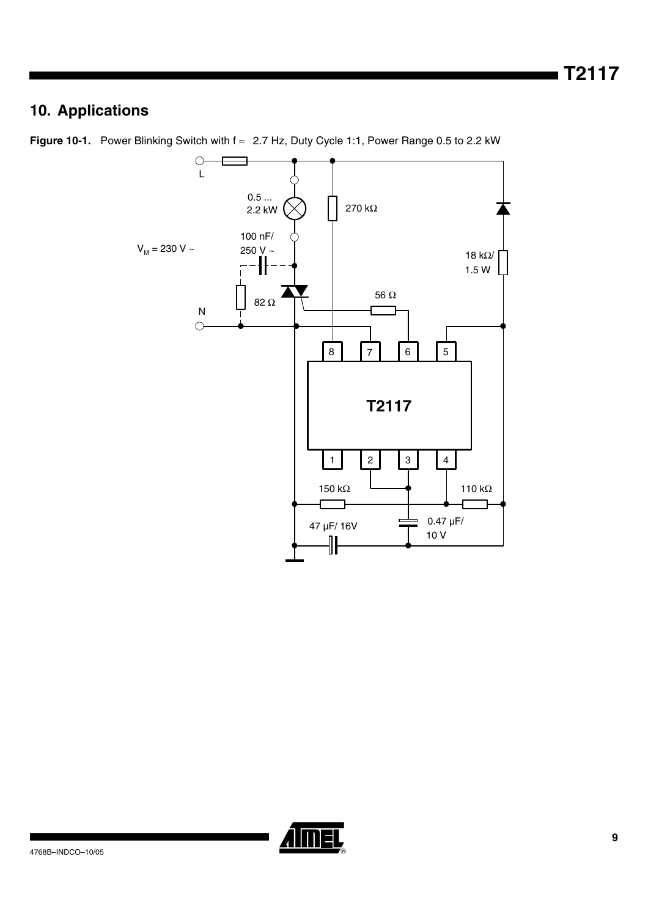## 10. Applications

**Figure 10-1.** Power Blinking Switch with f ≈ 2.7 Hz, Duty Cycle 1:1, Power Range 0.5 to 2.2 kW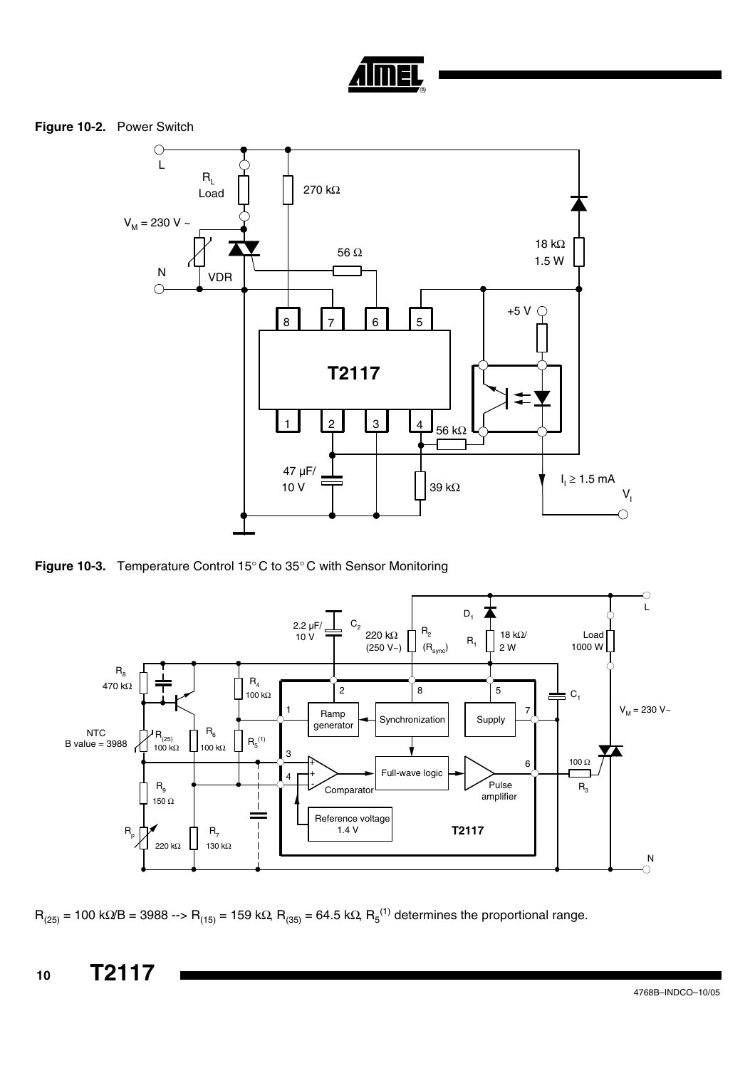**Figure 10-2.** Power Switch

**Figure 10-3.** Temperature Control 15° C to 35° C with Sensor Monitoring

$R_{(25)}$ = 100 kΩ/B = 3988 --> $R_{(15)}$ = 159 kΩ, $R_{(35)}$ = 64.5 kΩ, $R_5$[1] determines the proportional range.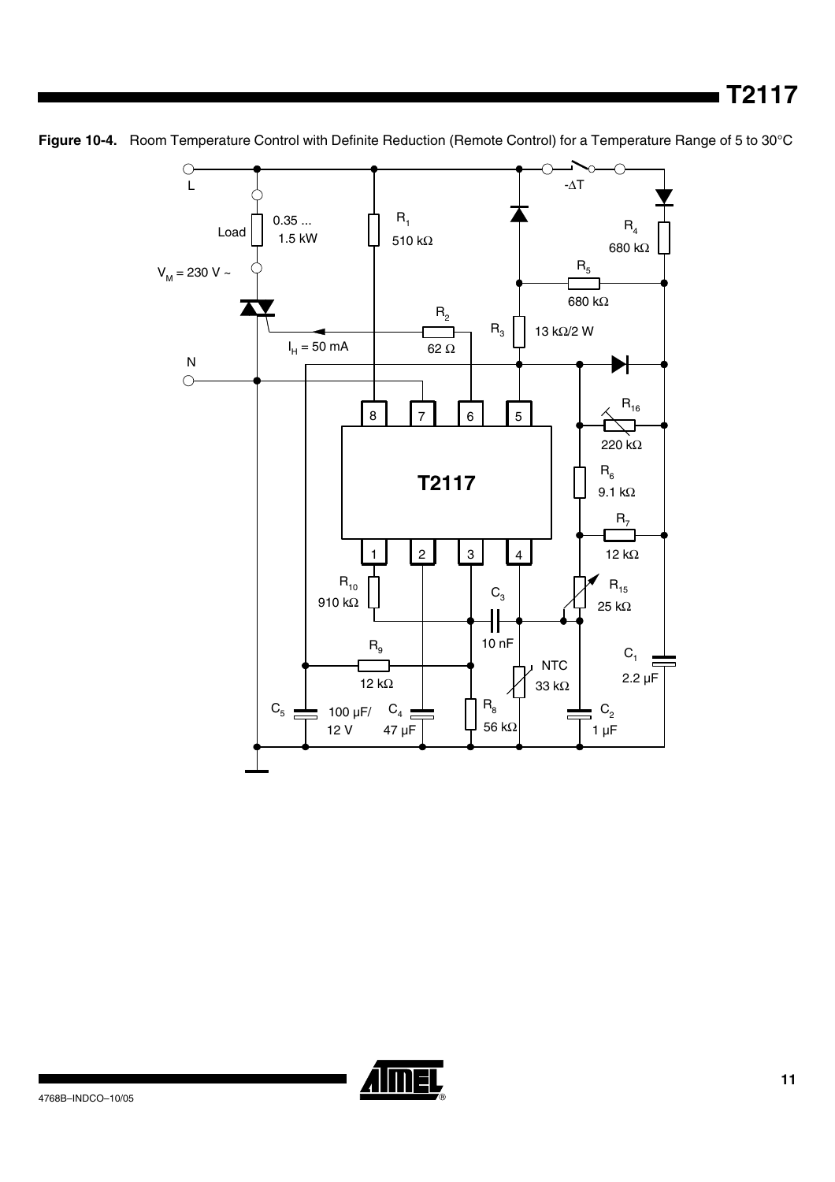**Figure 10-4.** Room Temperature Control with Definite Reduction (Remote Control) for a Temperature Range of 5 to 30°C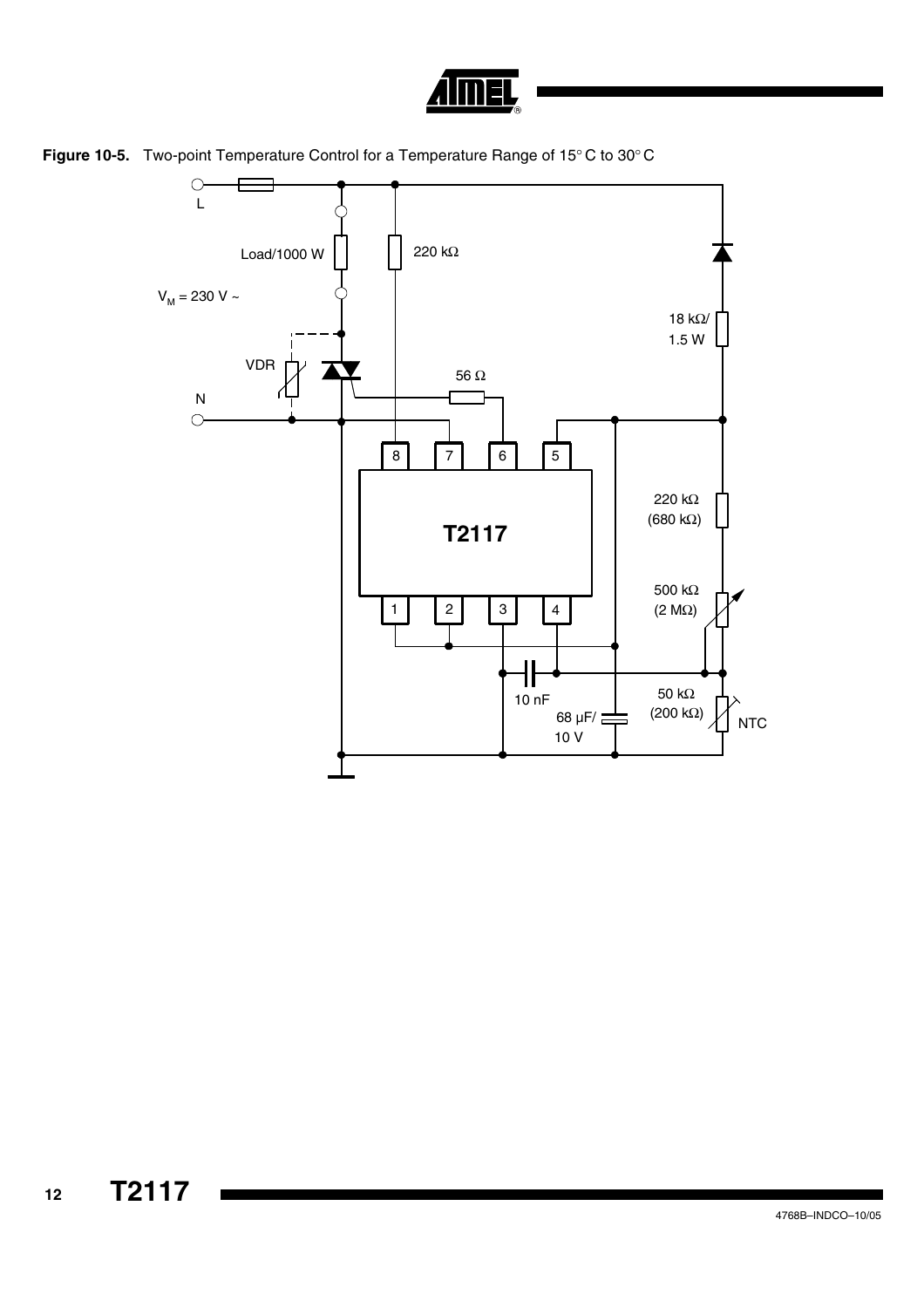**Figure 10-5.** Two-point Temperature Control for a Temperature Range of 15° C to 30° C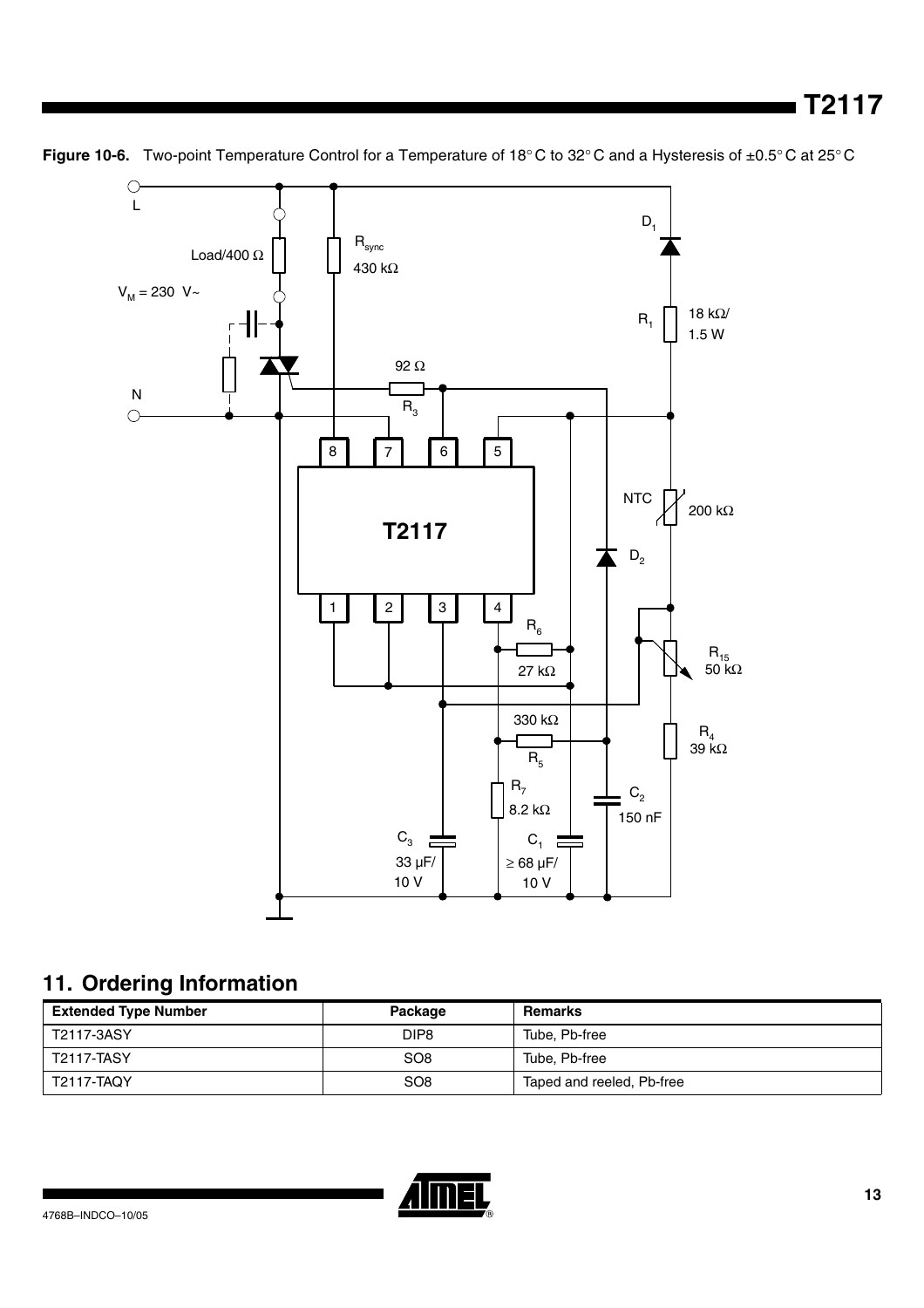**Figure 10-6.** Two-point Temperature Control for a Temperature of 18° C to 32° C and a Hysteresis of ±0.5° C at 25° C

## 11. Ordering Information

| Extended Type Number | Package | Remarks |
|---|---|---|
| T2117-3ASY | DIP8 | Tube, Pb-free |
| T2117-TASY | SO8 | Tube, Pb-free |
| T2117-TAQY | SO8 | Taped and reeled, Pb-free |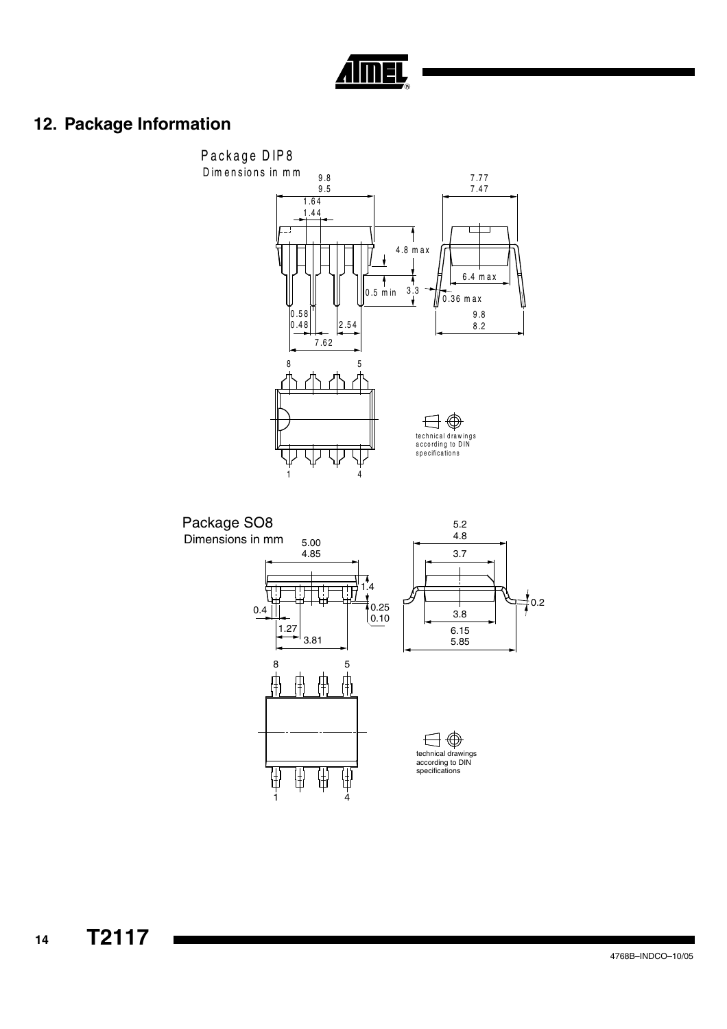## 12. Package Information

Package DIP8

Dimensions in mm

Package SO8

Dimensions in mm

technical drawings according to DIN specifications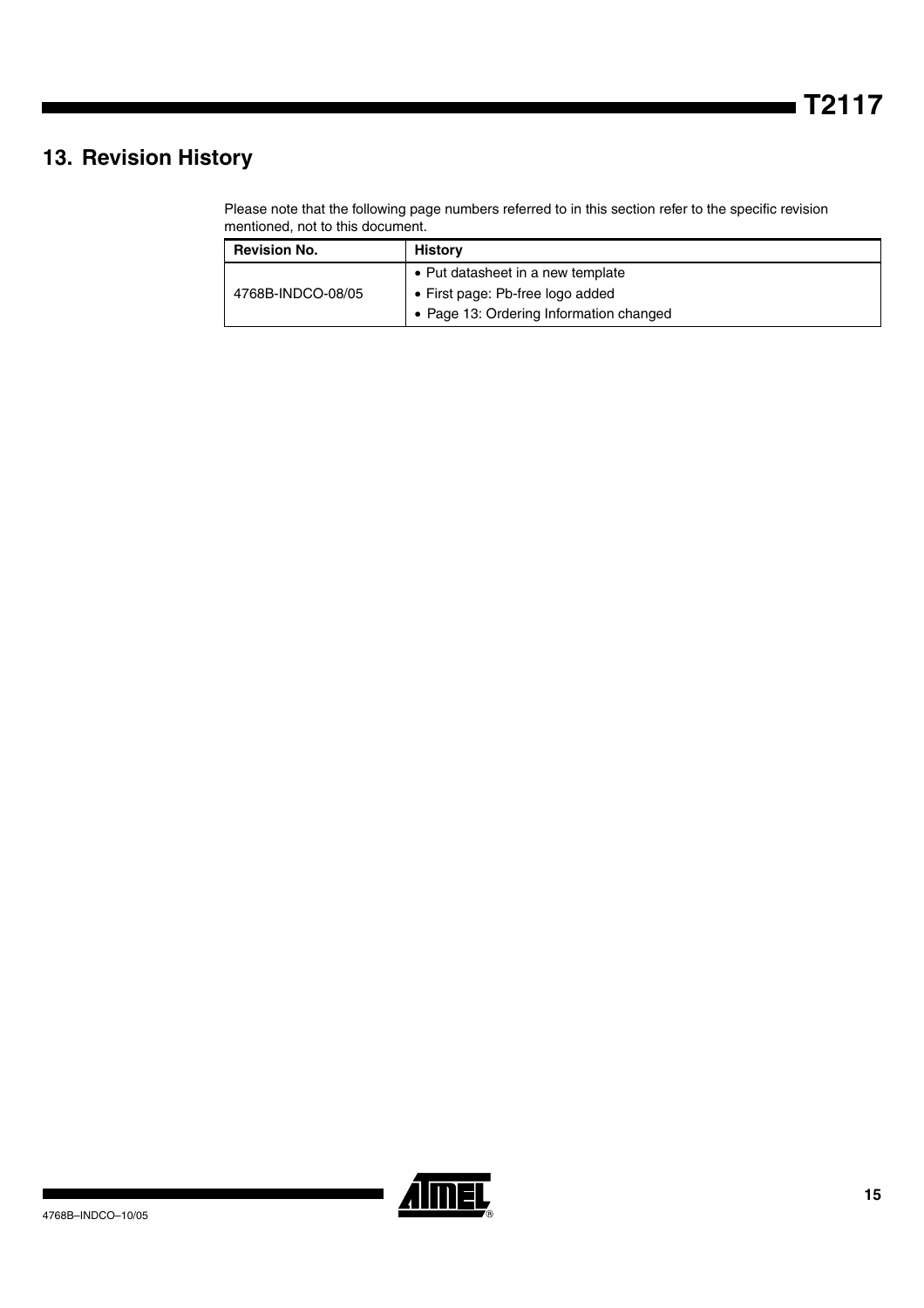## 13. Revision History

Please note that the following page numbers referred to in this section refer to the specific revision mentioned, not to this document.

| Revision No. | History |
|---|---|
| 4768B-INDCO-08/05 | • Put datasheet in a new template<br>• First page: Pb-free logo added<br>• Page 13: Ordering Information changed |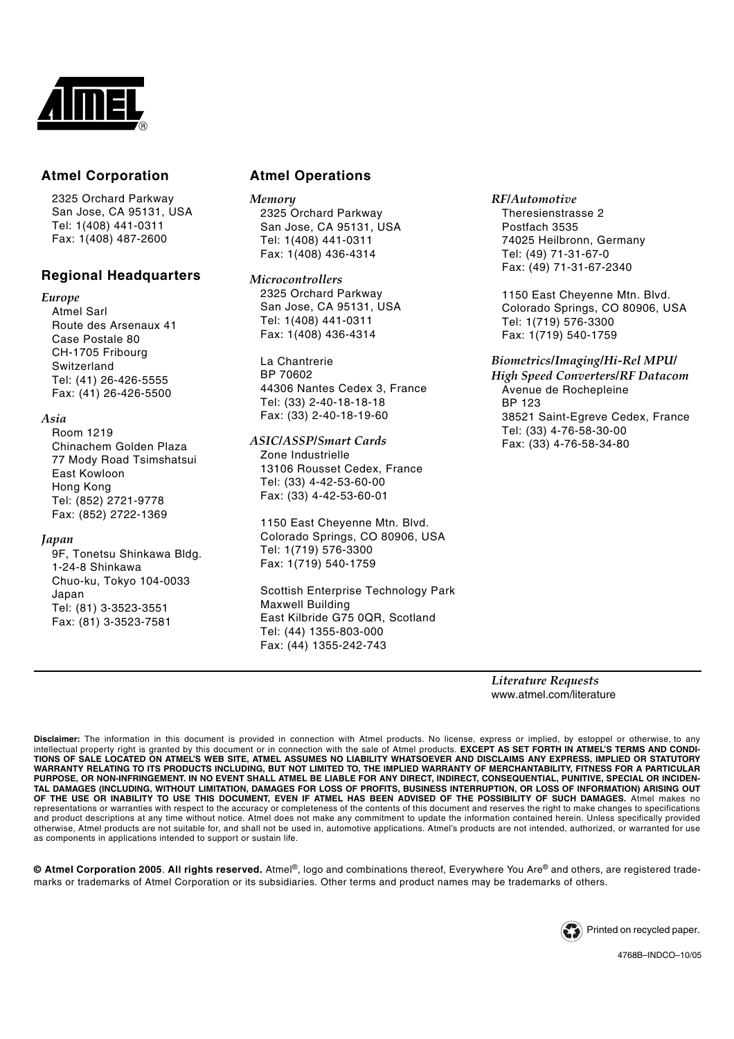## Atmel Corporation

2325 Orchard Parkway
San Jose, CA 95131, USA
Tel: 1(408) 441-0311
Fax: 1(408) 487-2600

## Regional Headquarters

*Europe*

Atmel Sarl
Route des Arsenaux 41
Case Postale 80
CH-1705 Fribourg
Switzerland
Tel: (41) 26-426-5555
Fax: (41) 26-426-5500

*Asia*

Room 1219
Chinachem Golden Plaza
77 Mody Road Tsimshatsui
East Kowloon
Hong Kong
Tel: (852) 2721-9778
Fax: (852) 2722-1369

*Japan*

9F, Tonetsu Shinkawa Bldg.
1-24-8 Shinkawa
Chuo-ku, Tokyo 104-0033
Japan
Tel: (81) 3-3523-3551
Fax: (81) 3-3523-7581

## Atmel Operations

*Memory*

2325 Orchard Parkway
San Jose, CA 95131, USA
Tel: 1(408) 441-0311
Fax: 1(408) 436-4314

*Microcontrollers*

2325 Orchard Parkway
San Jose, CA 95131, USA
Tel: 1(408) 441-0311
Fax: 1(408) 436-4314

La Chantrerie
BP 70602
44306 Nantes Cedex 3, France
Tel: (33) 2-40-18-18-18
Fax: (33) 2-40-18-19-60

*ASIC/ASSP/Smart Cards*

Zone Industrielle
13106 Rousset Cedex, France
Tel: (33) 4-42-53-60-00
Fax: (33) 4-42-53-60-01

1150 East Cheyenne Mtn. Blvd.
Colorado Springs, CO 80906, USA
Tel: 1(719) 576-3300
Fax: 1(719) 540-1759

Scottish Enterprise Technology Park
Maxwell Building
East Kilbride G75 0QR, Scotland
Tel: (44) 1355-803-000
Fax: (44) 1355-242-743

*RF/Automotive*

Theresienstrasse 2
Postfach 3535
74025 Heilbronn, Germany
Tel: (49) 71-31-67-0
Fax: (49) 71-31-67-2340

1150 East Cheyenne Mtn. Blvd.
Colorado Springs, CO 80906, USA
Tel: 1(719) 576-3300
Fax: 1(719) 540-1759

*Biometrics/Imaging/Hi-Rel MPU/ High Speed Converters/RF Datacom*

Avenue de Rochepleine
BP 123
38521 Saint-Egreve Cedex, France
Tel: (33) 4-76-58-30-00
Fax: (33) 4-76-58-34-80

*Literature Requests*
www.atmel.com/literature

**Disclaimer:** The information in this document is provided in connection with Atmel products. No license, express or implied, by estoppel or otherwise, to any intellectual property right is granted by this document or in connection with the sale of Atmel products. **EXCEPT AS SET FORTH IN ATMEL'S TERMS AND CONDITIONS OF SALE LOCATED ON ATMEL'S WEB SITE, ATMEL ASSUMES NO LIABILITY WHATSOEVER AND DISCLAIMS ANY EXPRESS, IMPLIED OR STATUTORY WARRANTY RELATING TO ITS PRODUCTS INCLUDING, BUT NOT LIMITED TO, THE IMPLIED WARRANTY OF MERCHANTABILITY, FITNESS FOR A PARTICULAR PURPOSE, OR NON-INFRINGEMENT. IN NO EVENT SHALL ATMEL BE LIABLE FOR ANY DIRECT, INDIRECT, CONSEQUENTIAL, PUNITIVE, SPECIAL OR INCIDENTAL DAMAGES (INCLUDING, WITHOUT LIMITATION, DAMAGES FOR LOSS OF PROFITS, BUSINESS INTERRUPTION, OR LOSS OF INFORMATION) ARISING OUT OF THE USE OR INABILITY TO USE THIS DOCUMENT, EVEN IF ATMEL HAS BEEN ADVISED OF THE POSSIBILITY OF SUCH DAMAGES.** Atmel makes no representations or warranties with respect to the accuracy or completeness of the contents of this document and reserves the right to make changes to specifications and product descriptions at any time without notice. Atmel does not make any commitment to update the information contained herein. Unless specifically provided otherwise, Atmel products are not suitable for, and shall not be used in, automotive applications. Atmel's products are not intended, authorized, or warranted for use as components in applications intended to support or sustain life.

**© Atmel Corporation 2005**. **All rights reserved.** Atmel®, logo and combinations thereof, Everywhere You Are® and others, are registered trademarks or trademarks of Atmel Corporation or its subsidiaries. Other terms and product names may be trademarks of others.

Printed on recycled paper.

4768B–INDCO–10/05